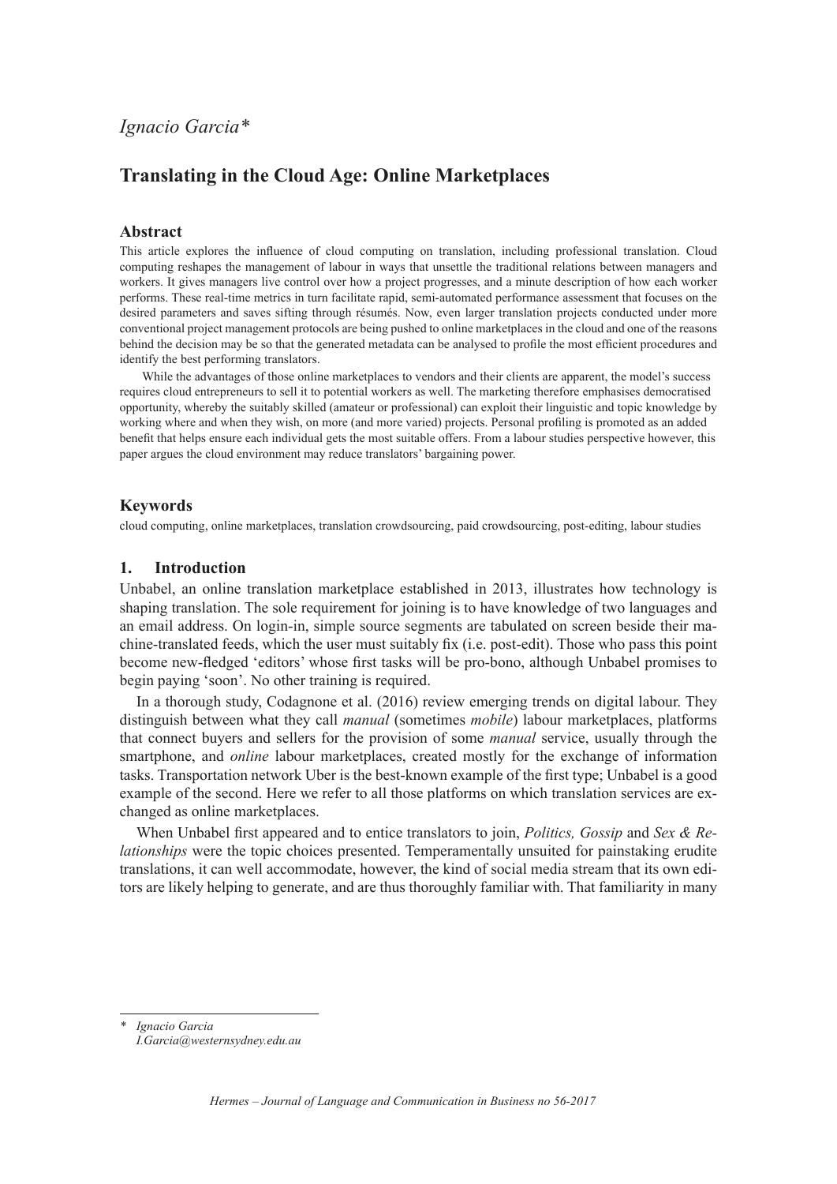*Ignacio Garcia**

# Translating in the Cloud Age: Online Marketplaces

## Abstract

This article explores the influence of cloud computing on translation, including professional translation. Cloud computing reshapes the management of labour in ways that unsettle the traditional relations between managers and workers. It gives managers live control over how a project progresses, and a minute description of how each worker performs. These real-time metrics in turn facilitate rapid, semi-automated performance assessment that focuses on the desired parameters and saves sifting through résumés. Now, even larger translation projects conducted under more conventional project management protocols are being pushed to online marketplaces in the cloud and one of the reasons behind the decision may be so that the generated metadata can be analysed to profile the most efficient procedures and identify the best performing translators.

While the advantages of those online marketplaces to vendors and their clients are apparent, the model's success requires cloud entrepreneurs to sell it to potential workers as well. The marketing therefore emphasises democratised opportunity, whereby the suitably skilled (amateur or professional) can exploit their linguistic and topic knowledge by working where and when they wish, on more (and more varied) projects. Personal profiling is promoted as an added benefit that helps ensure each individual gets the most suitable offers. From a labour studies perspective however, this paper argues the cloud environment may reduce translators' bargaining power.

## Keywords

cloud computing, online marketplaces, translation crowdsourcing, paid crowdsourcing, post-editing, labour studies

## 1. Introduction

Unbabel, an online translation marketplace established in 2013, illustrates how technology is shaping translation. The sole requirement for joining is to have knowledge of two languages and an email address. On login-in, simple source segments are tabulated on screen beside their machine-translated feeds, which the user must suitably fix (i.e. post-edit). Those who pass this point become new-fledged 'editors' whose first tasks will be pro-bono, although Unbabel promises to begin paying 'soon'. No other training is required.

In a thorough study, Codagnone et al. (2016) review emerging trends on digital labour. They distinguish between what they call *manual* (sometimes *mobile*) labour marketplaces, platforms that connect buyers and sellers for the provision of some *manual* service, usually through the smartphone, and *online* labour marketplaces, created mostly for the exchange of information tasks. Transportation network Uber is the best-known example of the first type; Unbabel is a good example of the second. Here we refer to all those platforms on which translation services are exchanged as online marketplaces.

When Unbabel first appeared and to entice translators to join, *Politics, Gossip* and *Sex & Relationships* were the topic choices presented. Temperamentally unsuited for painstaking erudite translations, it can well accommodate, however, the kind of social media stream that its own editors are likely helping to generate, and are thus thoroughly familiar with. That familiarity in many

---

\* *Ignacio Garcia*
*I.Garcia@westernsydney.edu.au*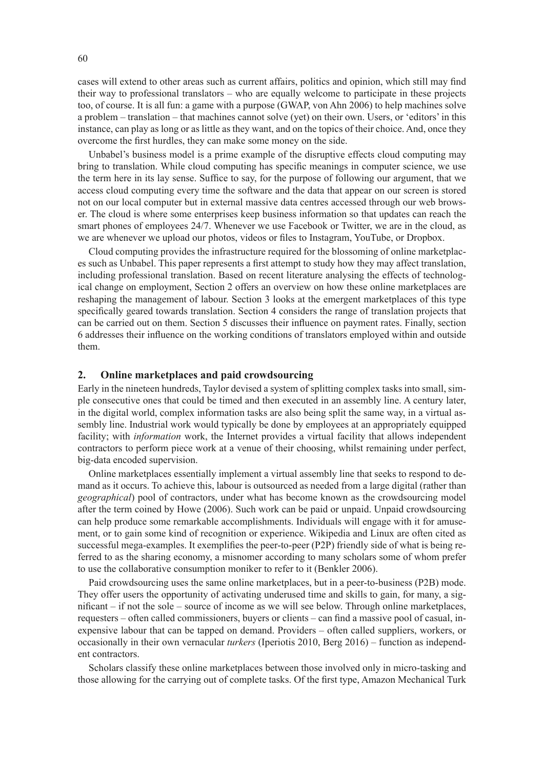cases will extend to other areas such as current affairs, politics and opinion, which still may find their way to professional translators – who are equally welcome to participate in these projects too, of course. It is all fun: a game with a purpose (GWAP, von Ahn 2006) to help machines solve a problem – translation – that machines cannot solve (yet) on their own. Users, or 'editors' in this instance, can play as long or as little as they want, and on the topics of their choice. And, once they overcome the first hurdles, they can make some money on the side.

Unbabel's business model is a prime example of the disruptive effects cloud computing may bring to translation. While cloud computing has specific meanings in computer science, we use the term here in its lay sense. Suffice to say, for the purpose of following our argument, that we access cloud computing every time the software and the data that appear on our screen is stored not on our local computer but in external massive data centres accessed through our web browser. The cloud is where some enterprises keep business information so that updates can reach the smart phones of employees 24/7. Whenever we use Facebook or Twitter, we are in the cloud, as we are whenever we upload our photos, videos or files to Instagram, YouTube, or Dropbox.

Cloud computing provides the infrastructure required for the blossoming of online marketplaces such as Unbabel. This paper represents a first attempt to study how they may affect translation, including professional translation. Based on recent literature analysing the effects of technological change on employment, Section 2 offers an overview on how these online marketplaces are reshaping the management of labour. Section 3 looks at the emergent marketplaces of this type specifically geared towards translation. Section 4 considers the range of translation projects that can be carried out on them. Section 5 discusses their influence on payment rates. Finally, section 6 addresses their influence on the working conditions of translators employed within and outside them.

## 2. Online marketplaces and paid crowdsourcing

Early in the nineteen hundreds, Taylor devised a system of splitting complex tasks into small, simple consecutive ones that could be timed and then executed in an assembly line. A century later, in the digital world, complex information tasks are also being split the same way, in a virtual assembly line. Industrial work would typically be done by employees at an appropriately equipped facility; with *information* work, the Internet provides a virtual facility that allows independent contractors to perform piece work at a venue of their choosing, whilst remaining under perfect, big-data encoded supervision.

Online marketplaces essentially implement a virtual assembly line that seeks to respond to demand as it occurs. To achieve this, labour is outsourced as needed from a large digital (rather than *geographical*) pool of contractors, under what has become known as the crowdsourcing model after the term coined by Howe (2006). Such work can be paid or unpaid. Unpaid crowdsourcing can help produce some remarkable accomplishments. Individuals will engage with it for amusement, or to gain some kind of recognition or experience. Wikipedia and Linux are often cited as successful mega-examples. It exemplifies the peer-to-peer (P2P) friendly side of what is being referred to as the sharing economy, a misnomer according to many scholars some of whom prefer to use the collaborative consumption moniker to refer to it (Benkler 2006).

Paid crowdsourcing uses the same online marketplaces, but in a peer-to-business (P2B) mode. They offer users the opportunity of activating underused time and skills to gain, for many, a significant – if not the sole – source of income as we will see below. Through online marketplaces, requesters – often called commissioners, buyers or clients – can find a massive pool of casual, inexpensive labour that can be tapped on demand. Providers – often called suppliers, workers, or occasionally in their own vernacular *turkers* (Iperiotis 2010, Berg 2016) – function as independent contractors.

Scholars classify these online marketplaces between those involved only in micro-tasking and those allowing for the carrying out of complete tasks. Of the first type, Amazon Mechanical Turk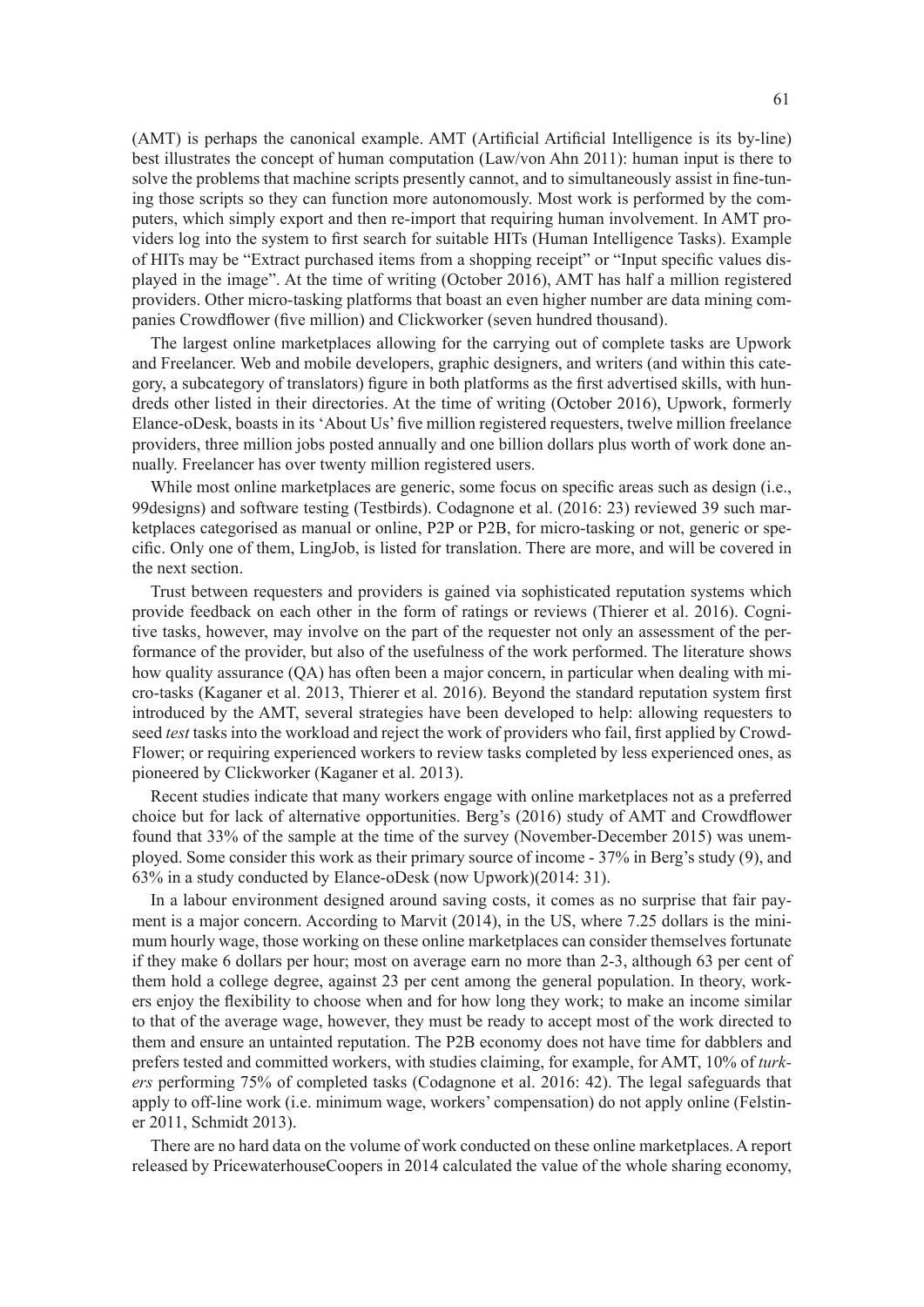(AMT) is perhaps the canonical example. AMT (Artificial Artificial Intelligence is its by-line) best illustrates the concept of human computation (Law/von Ahn 2011): human input is there to solve the problems that machine scripts presently cannot, and to simultaneously assist in fine-tuning those scripts so they can function more autonomously. Most work is performed by the computers, which simply export and then re-import that requiring human involvement. In AMT providers log into the system to first search for suitable HITs (Human Intelligence Tasks). Example of HITs may be "Extract purchased items from a shopping receipt" or "Input specific values displayed in the image". At the time of writing (October 2016), AMT has half a million registered providers. Other micro-tasking platforms that boast an even higher number are data mining companies Crowdflower (five million) and Clickworker (seven hundred thousand).

The largest online marketplaces allowing for the carrying out of complete tasks are Upwork and Freelancer. Web and mobile developers, graphic designers, and writers (and within this category, a subcategory of translators) figure in both platforms as the first advertised skills, with hundreds other listed in their directories. At the time of writing (October 2016), Upwork, formerly Elance-oDesk, boasts in its 'About Us' five million registered requesters, twelve million freelance providers, three million jobs posted annually and one billion dollars plus worth of work done annually. Freelancer has over twenty million registered users.

While most online marketplaces are generic, some focus on specific areas such as design (i.e., 99designs) and software testing (Testbirds). Codagnone et al. (2016: 23) reviewed 39 such marketplaces categorised as manual or online, P2P or P2B, for micro-tasking or not, generic or specific. Only one of them, LingJob, is listed for translation. There are more, and will be covered in the next section.

Trust between requesters and providers is gained via sophisticated reputation systems which provide feedback on each other in the form of ratings or reviews (Thierer et al. 2016). Cognitive tasks, however, may involve on the part of the requester not only an assessment of the performance of the provider, but also of the usefulness of the work performed. The literature shows how quality assurance (QA) has often been a major concern, in particular when dealing with micro-tasks (Kaganer et al. 2013, Thierer et al. 2016). Beyond the standard reputation system first introduced by the AMT, several strategies have been developed to help: allowing requesters to seed *test* tasks into the workload and reject the work of providers who fail, first applied by CrowdFlower; or requiring experienced workers to review tasks completed by less experienced ones, as pioneered by Clickworker (Kaganer et al. 2013).

Recent studies indicate that many workers engage with online marketplaces not as a preferred choice but for lack of alternative opportunities. Berg's (2016) study of AMT and Crowdflower found that 33% of the sample at the time of the survey (November-December 2015) was unemployed. Some consider this work as their primary source of income - 37% in Berg's study (9), and 63% in a study conducted by Elance-oDesk (now Upwork)(2014: 31).

In a labour environment designed around saving costs, it comes as no surprise that fair payment is a major concern. According to Marvit (2014), in the US, where 7.25 dollars is the minimum hourly wage, those working on these online marketplaces can consider themselves fortunate if they make 6 dollars per hour; most on average earn no more than 2-3, although 63 per cent of them hold a college degree, against 23 per cent among the general population. In theory, workers enjoy the flexibility to choose when and for how long they work; to make an income similar to that of the average wage, however, they must be ready to accept most of the work directed to them and ensure an untainted reputation. The P2B economy does not have time for dabblers and prefers tested and committed workers, with studies claiming, for example, for AMT, 10% of *turkers* performing 75% of completed tasks (Codagnone et al. 2016: 42). The legal safeguards that apply to off-line work (i.e. minimum wage, workers' compensation) do not apply online (Felstiner 2011, Schmidt 2013).

There are no hard data on the volume of work conducted on these online marketplaces. A report released by PricewaterhouseCoopers in 2014 calculated the value of the whole sharing economy,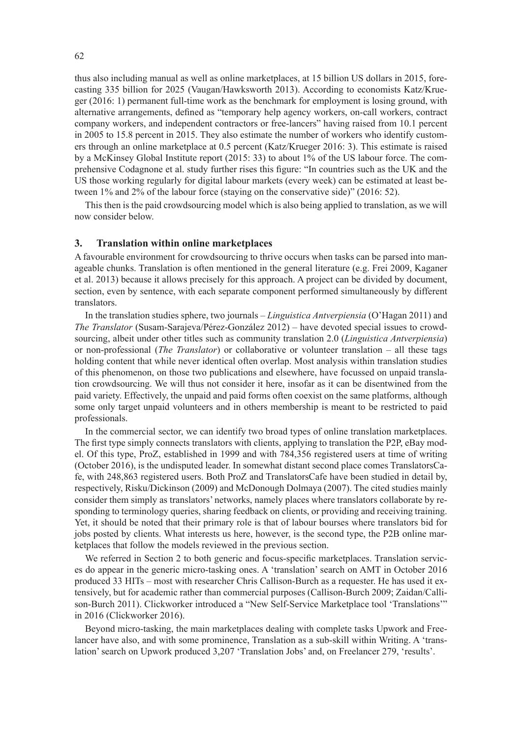thus also including manual as well as online marketplaces, at 15 billion US dollars in 2015, forecasting 335 billion for 2025 (Vaugan/Hawksworth 2013). According to economists Katz/Krueger (2016: 1) permanent full-time work as the benchmark for employment is losing ground, with alternative arrangements, defined as "temporary help agency workers, on-call workers, contract company workers, and independent contractors or free-lancers" having raised from 10.1 percent in 2005 to 15.8 percent in 2015. They also estimate the number of workers who identify customers through an online marketplace at 0.5 percent (Katz/Krueger 2016: 3). This estimate is raised by a McKinsey Global Institute report (2015: 33) to about 1% of the US labour force. The comprehensive Codagnone et al. study further rises this figure: "In countries such as the UK and the US those working regularly for digital labour markets (every week) can be estimated at least between 1% and 2% of the labour force (staying on the conservative side)" (2016: 52).

This then is the paid crowdsourcing model which is also being applied to translation, as we will now consider below.

## 3. Translation within online marketplaces

A favourable environment for crowdsourcing to thrive occurs when tasks can be parsed into manageable chunks. Translation is often mentioned in the general literature (e.g. Frei 2009, Kaganer et al. 2013) because it allows precisely for this approach. A project can be divided by document, section, even by sentence, with each separate component performed simultaneously by different translators.

In the translation studies sphere, two journals – *Linguistica Antverpiensia* (O'Hagan 2011) and *The Translator* (Susam-Sarajeva/Pérez-González 2012) – have devoted special issues to crowdsourcing, albeit under other titles such as community translation 2.0 (*Linguistica Antverpiensia*) or non-professional (*The Translator*) or collaborative or volunteer translation – all these tags holding content that while never identical often overlap. Most analysis within translation studies of this phenomenon, on those two publications and elsewhere, have focussed on unpaid translation crowdsourcing. We will thus not consider it here, insofar as it can be disentwined from the paid variety. Effectively, the unpaid and paid forms often coexist on the same platforms, although some only target unpaid volunteers and in others membership is meant to be restricted to paid professionals.

In the commercial sector, we can identify two broad types of online translation marketplaces. The first type simply connects translators with clients, applying to translation the P2P, eBay model. Of this type, ProZ, established in 1999 and with 784,356 registered users at time of writing (October 2016), is the undisputed leader. In somewhat distant second place comes TranslatorsCafe, with 248,863 registered users. Both ProZ and TranslatorsCafe have been studied in detail by, respectively, Risku/Dickinson (2009) and McDonough Dolmaya (2007). The cited studies mainly consider them simply as translators' networks, namely places where translators collaborate by responding to terminology queries, sharing feedback on clients, or providing and receiving training. Yet, it should be noted that their primary role is that of labour bourses where translators bid for jobs posted by clients. What interests us here, however, is the second type, the P2B online marketplaces that follow the models reviewed in the previous section.

We referred in Section 2 to both generic and focus-specific marketplaces. Translation services do appear in the generic micro-tasking ones. A 'translation' search on AMT in October 2016 produced 33 HITs – most with researcher Chris Callison-Burch as a requester. He has used it extensively, but for academic rather than commercial purposes (Callison-Burch 2009; Zaidan/Callison-Burch 2011). Clickworker introduced a "New Self-Service Marketplace tool 'Translations'" in 2016 (Clickworker 2016).

Beyond micro-tasking, the main marketplaces dealing with complete tasks Upwork and Freelancer have also, and with some prominence, Translation as a sub-skill within Writing. A 'translation' search on Upwork produced 3,207 'Translation Jobs' and, on Freelancer 279, 'results'.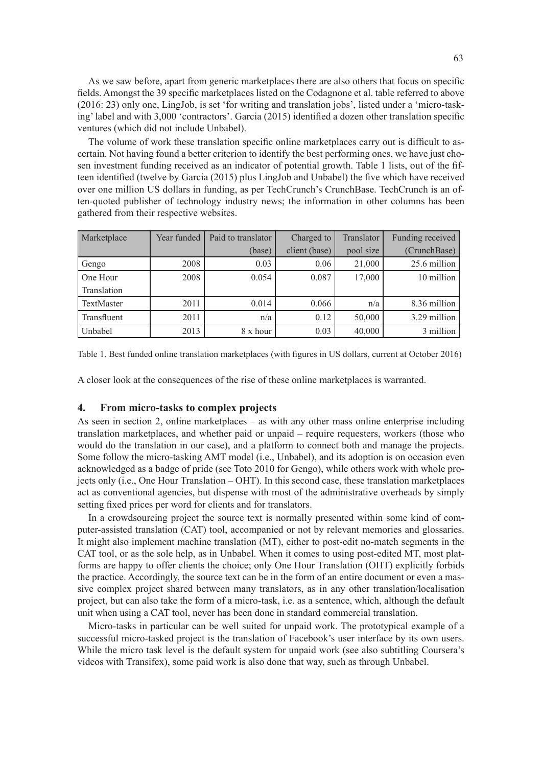As we saw before, apart from generic marketplaces there are also others that focus on specific fields. Amongst the 39 specific marketplaces listed on the Codagnone et al. table referred to above (2016: 23) only one, LingJob, is set 'for writing and translation jobs', listed under a 'micro-tasking' label and with 3,000 'contractors'. Garcia (2015) identified a dozen other translation specific ventures (which did not include Unbabel).

The volume of work these translation specific online marketplaces carry out is difficult to ascertain. Not having found a better criterion to identify the best performing ones, we have just chosen investment funding received as an indicator of potential growth. Table 1 lists, out of the fifteen identified (twelve by Garcia (2015) plus LingJob and Unbabel) the five which have received over one million US dollars in funding, as per TechCrunch's CrunchBase. TechCrunch is an often-quoted publisher of technology industry news; the information in other columns has been gathered from their respective websites.

| Marketplace | Year funded | Paid to translator (base) | Charged to client (base) | Translator pool size | Funding received (CrunchBase) |
|---|---|---|---|---|---|
| Gengo | 2008 | 0.03 | 0.06 | 21,000 | 25.6 million |
| One Hour Translation | 2008 | 0.054 | 0.087 | 17,000 | 10 million |
| TextMaster | 2011 | 0.014 | 0.066 | n/a | 8.36 million |
| Transfluent | 2011 | n/a | 0.12 | 50,000 | 3.29 million |
| Unbabel | 2013 | 8 x hour | 0.03 | 40,000 | 3 million |

Table 1. Best funded online translation marketplaces (with figures in US dollars, current at October 2016)

A closer look at the consequences of the rise of these online marketplaces is warranted.

## 4. From micro-tasks to complex projects

As seen in section 2, online marketplaces – as with any other mass online enterprise including translation marketplaces, and whether paid or unpaid – require requesters, workers (those who would do the translation in our case), and a platform to connect both and manage the projects. Some follow the micro-tasking AMT model (i.e., Unbabel), and its adoption is on occasion even acknowledged as a badge of pride (see Toto 2010 for Gengo), while others work with whole projects only (i.e., One Hour Translation – OHT). In this second case, these translation marketplaces act as conventional agencies, but dispense with most of the administrative overheads by simply setting fixed prices per word for clients and for translators.

In a crowdsourcing project the source text is normally presented within some kind of computer-assisted translation (CAT) tool, accompanied or not by relevant memories and glossaries. It might also implement machine translation (MT), either to post-edit no-match segments in the CAT tool, or as the sole help, as in Unbabel. When it comes to using post-edited MT, most platforms are happy to offer clients the choice; only One Hour Translation (OHT) explicitly forbids the practice. Accordingly, the source text can be in the form of an entire document or even a massive complex project shared between many translators, as in any other translation/localisation project, but can also take the form of a micro-task, i.e. as a sentence, which, although the default unit when using a CAT tool, never has been done in standard commercial translation.

Micro-tasks in particular can be well suited for unpaid work. The prototypical example of a successful micro-tasked project is the translation of Facebook's user interface by its own users. While the micro task level is the default system for unpaid work (see also subtitling Coursera's videos with Transifex), some paid work is also done that way, such as through Unbabel.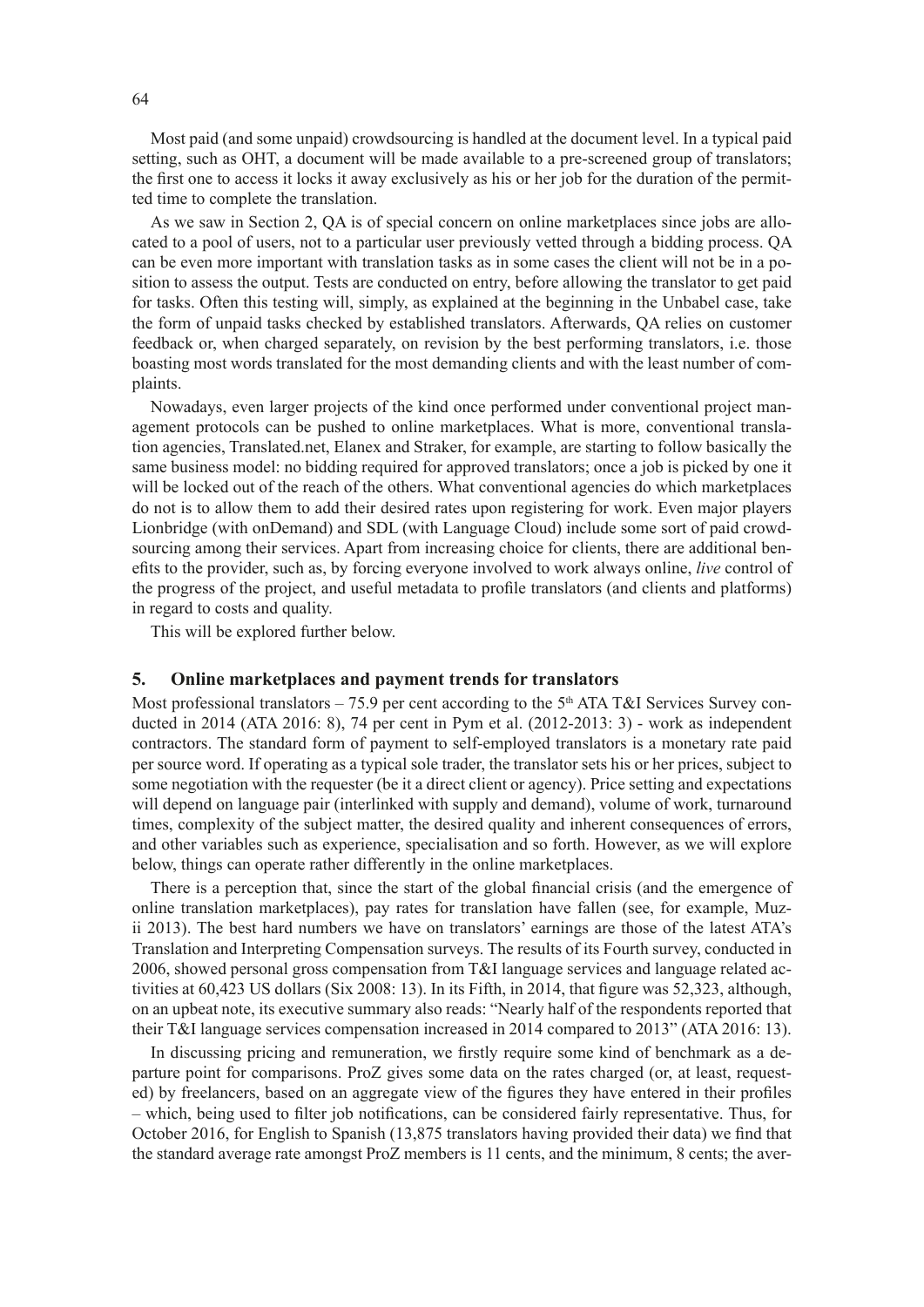Most paid (and some unpaid) crowdsourcing is handled at the document level. In a typical paid setting, such as OHT, a document will be made available to a pre-screened group of translators; the first one to access it locks it away exclusively as his or her job for the duration of the permitted time to complete the translation.

As we saw in Section 2, QA is of special concern on online marketplaces since jobs are allocated to a pool of users, not to a particular user previously vetted through a bidding process. QA can be even more important with translation tasks as in some cases the client will not be in a position to assess the output. Tests are conducted on entry, before allowing the translator to get paid for tasks. Often this testing will, simply, as explained at the beginning in the Unbabel case, take the form of unpaid tasks checked by established translators. Afterwards, QA relies on customer feedback or, when charged separately, on revision by the best performing translators, i.e. those boasting most words translated for the most demanding clients and with the least number of complaints.

Nowadays, even larger projects of the kind once performed under conventional project management protocols can be pushed to online marketplaces. What is more, conventional translation agencies, Translated.net, Elanex and Straker, for example, are starting to follow basically the same business model: no bidding required for approved translators; once a job is picked by one it will be locked out of the reach of the others. What conventional agencies do which marketplaces do not is to allow them to add their desired rates upon registering for work. Even major players Lionbridge (with onDemand) and SDL (with Language Cloud) include some sort of paid crowdsourcing among their services. Apart from increasing choice for clients, there are additional benefits to the provider, such as, by forcing everyone involved to work always online, *live* control of the progress of the project, and useful metadata to profile translators (and clients and platforms) in regard to costs and quality.

This will be explored further below.

## 5. Online marketplaces and payment trends for translators

Most professional translators – 75.9 per cent according to the 5th ATA T&I Services Survey conducted in 2014 (ATA 2016: 8), 74 per cent in Pym et al. (2012-2013: 3) - work as independent contractors. The standard form of payment to self-employed translators is a monetary rate paid per source word. If operating as a typical sole trader, the translator sets his or her prices, subject to some negotiation with the requester (be it a direct client or agency). Price setting and expectations will depend on language pair (interlinked with supply and demand), volume of work, turnaround times, complexity of the subject matter, the desired quality and inherent consequences of errors, and other variables such as experience, specialisation and so forth. However, as we will explore below, things can operate rather differently in the online marketplaces.

There is a perception that, since the start of the global financial crisis (and the emergence of online translation marketplaces), pay rates for translation have fallen (see, for example, Muzii 2013). The best hard numbers we have on translators' earnings are those of the latest ATA's Translation and Interpreting Compensation surveys. The results of its Fourth survey, conducted in 2006, showed personal gross compensation from T&I language services and language related activities at 60,423 US dollars (Six 2008: 13). In its Fifth, in 2014, that figure was 52,323, although, on an upbeat note, its executive summary also reads: "Nearly half of the respondents reported that their T&I language services compensation increased in 2014 compared to 2013" (ATA 2016: 13).

In discussing pricing and remuneration, we firstly require some kind of benchmark as a departure point for comparisons. ProZ gives some data on the rates charged (or, at least, requested) by freelancers, based on an aggregate view of the figures they have entered in their profiles – which, being used to filter job notifications, can be considered fairly representative. Thus, for October 2016, for English to Spanish (13,875 translators having provided their data) we find that the standard average rate amongst ProZ members is 11 cents, and the minimum, 8 cents; the aver-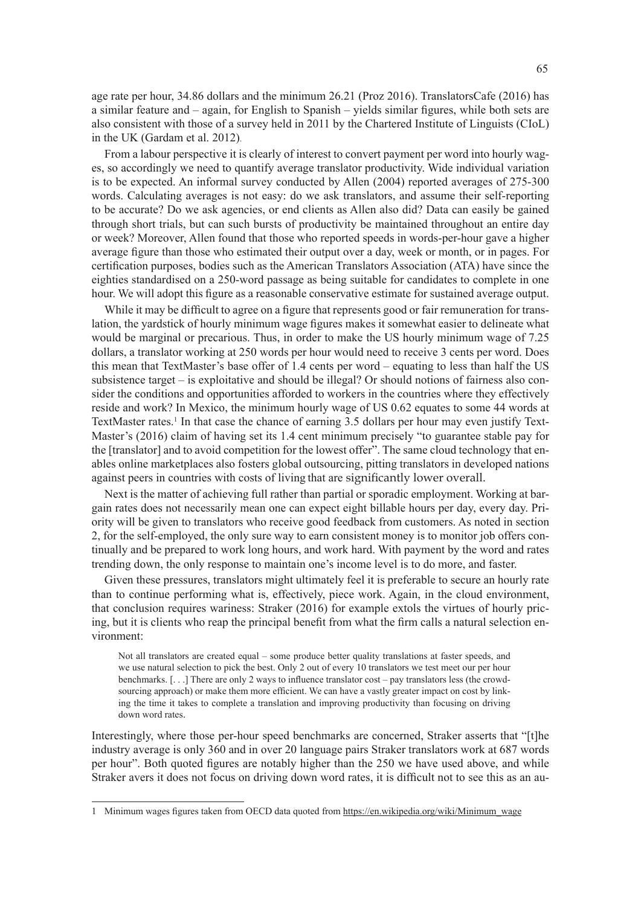age rate per hour, 34.86 dollars and the minimum 26.21 (Proz 2016). TranslatorsCafe (2016) has a similar feature and – again, for English to Spanish – yields similar figures, while both sets are also consistent with those of a survey held in 2011 by the Chartered Institute of Linguists (CIoL) in the UK (Gardam et al. 2012).

From a labour perspective it is clearly of interest to convert payment per word into hourly wages, so accordingly we need to quantify average translator productivity. Wide individual variation is to be expected. An informal survey conducted by Allen (2004) reported averages of 275-300 words. Calculating averages is not easy: do we ask translators, and assume their self-reporting to be accurate? Do we ask agencies, or end clients as Allen also did? Data can easily be gained through short trials, but can such bursts of productivity be maintained throughout an entire day or week? Moreover, Allen found that those who reported speeds in words-per-hour gave a higher average figure than those who estimated their output over a day, week or month, or in pages. For certification purposes, bodies such as the American Translators Association (ATA) have since the eighties standardised on a 250-word passage as being suitable for candidates to complete in one hour. We will adopt this figure as a reasonable conservative estimate for sustained average output.

While it may be difficult to agree on a figure that represents good or fair remuneration for translation, the yardstick of hourly minimum wage figures makes it somewhat easier to delineate what would be marginal or precarious. Thus, in order to make the US hourly minimum wage of 7.25 dollars, a translator working at 250 words per hour would need to receive 3 cents per word. Does this mean that TextMaster's base offer of 1.4 cents per word – equating to less than half the US subsistence target – is exploitative and should be illegal? Or should notions of fairness also consider the conditions and opportunities afforded to workers in the countries where they effectively reside and work? In Mexico, the minimum hourly wage of US 0.62 equates to some 44 words at TextMaster rates.[1] In that case the chance of earning 3.5 dollars per hour may even justify TextMaster's (2016) claim of having set its 1.4 cent minimum precisely "to guarantee stable pay for the [translator] and to avoid competition for the lowest offer". The same cloud technology that enables online marketplaces also fosters global outsourcing, pitting translators in developed nations against peers in countries with costs of living that are significantly lower overall.

Next is the matter of achieving full rather than partial or sporadic employment. Working at bargain rates does not necessarily mean one can expect eight billable hours per day, every day. Priority will be given to translators who receive good feedback from customers. As noted in section 2, for the self-employed, the only sure way to earn consistent money is to monitor job offers continually and be prepared to work long hours, and work hard. With payment by the word and rates trending down, the only response to maintain one's income level is to do more, and faster.

Given these pressures, translators might ultimately feel it is preferable to secure an hourly rate than to continue performing what is, effectively, piece work. Again, in the cloud environment, that conclusion requires wariness: Straker (2016) for example extols the virtues of hourly pricing, but it is clients who reap the principal benefit from what the firm calls a natural selection environment:

> Not all translators are created equal – some produce better quality translations at faster speeds, and we use natural selection to pick the best. Only 2 out of every 10 translators we test meet our per hour benchmarks. [. . .] There are only 2 ways to influence translator cost – pay translators less (the crowdsourcing approach) or make them more efficient. We can have a vastly greater impact on cost by linking the time it takes to complete a translation and improving productivity than focusing on driving down word rates.

Interestingly, where those per-hour speed benchmarks are concerned, Straker asserts that "[t]he industry average is only 360 and in over 20 language pairs Straker translators work at 687 words per hour". Both quoted figures are notably higher than the 250 we have used above, and while Straker avers it does not focus on driving down word rates, it is difficult not to see this as an au-

---

1 Minimum wages figures taken from OECD data quoted from https://en.wikipedia.org/wiki/Minimum_wage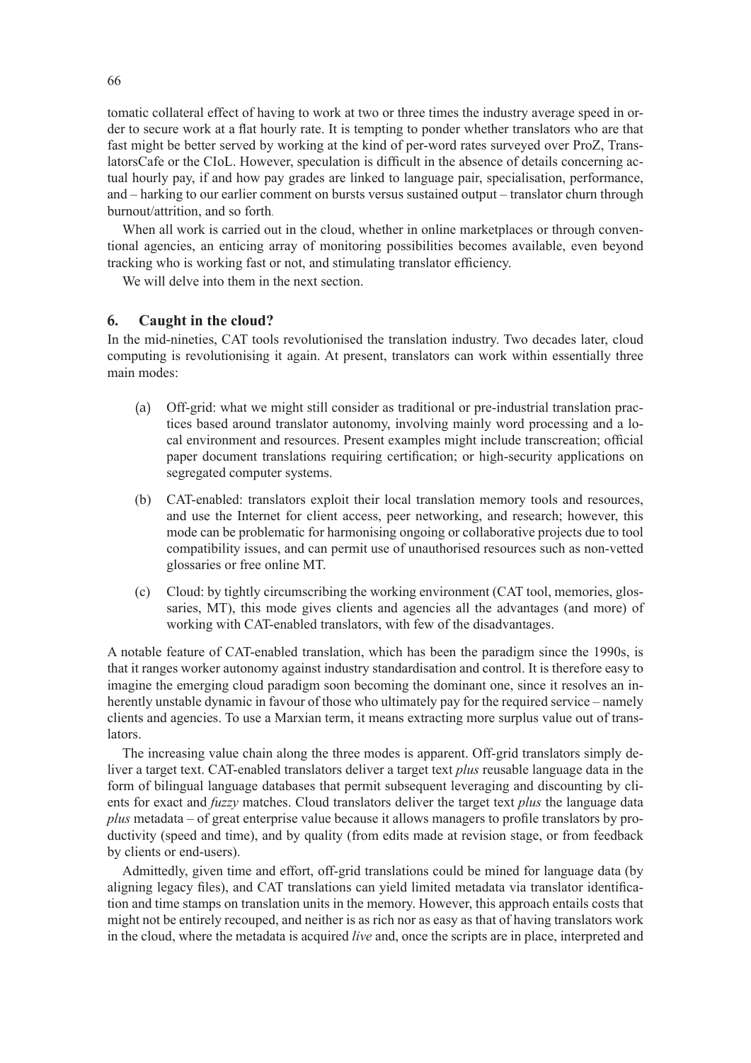tomatic collateral effect of having to work at two or three times the industry average speed in order to secure work at a flat hourly rate. It is tempting to ponder whether translators who are that fast might be better served by working at the kind of per-word rates surveyed over ProZ, TranslatorsCafe or the CIoL. However, speculation is difficult in the absence of details concerning actual hourly pay, if and how pay grades are linked to language pair, specialisation, performance, and – harking to our earlier comment on bursts versus sustained output – translator churn through burnout/attrition, and so forth.

When all work is carried out in the cloud, whether in online marketplaces or through conventional agencies, an enticing array of monitoring possibilities becomes available, even beyond tracking who is working fast or not, and stimulating translator efficiency.

We will delve into them in the next section.

## 6. Caught in the cloud?

In the mid-nineties, CAT tools revolutionised the translation industry. Two decades later, cloud computing is revolutionising it again. At present, translators can work within essentially three main modes:

(a) Off-grid: what we might still consider as traditional or pre-industrial translation practices based around translator autonomy, involving mainly word processing and a local environment and resources. Present examples might include transcreation; official paper document translations requiring certification; or high-security applications on segregated computer systems.

(b) CAT-enabled: translators exploit their local translation memory tools and resources, and use the Internet for client access, peer networking, and research; however, this mode can be problematic for harmonising ongoing or collaborative projects due to tool compatibility issues, and can permit use of unauthorised resources such as non-vetted glossaries or free online MT.

(c) Cloud: by tightly circumscribing the working environment (CAT tool, memories, glossaries, MT), this mode gives clients and agencies all the advantages (and more) of working with CAT-enabled translators, with few of the disadvantages.

A notable feature of CAT-enabled translation, which has been the paradigm since the 1990s, is that it ranges worker autonomy against industry standardisation and control. It is therefore easy to imagine the emerging cloud paradigm soon becoming the dominant one, since it resolves an inherently unstable dynamic in favour of those who ultimately pay for the required service – namely clients and agencies. To use a Marxian term, it means extracting more surplus value out of translators.

The increasing value chain along the three modes is apparent. Off-grid translators simply deliver a target text. CAT-enabled translators deliver a target text *plus* reusable language data in the form of bilingual language databases that permit subsequent leveraging and discounting by clients for exact and *fuzzy* matches. Cloud translators deliver the target text *plus* the language data *plus* metadata – of great enterprise value because it allows managers to profile translators by productivity (speed and time), and by quality (from edits made at revision stage, or from feedback by clients or end-users).

Admittedly, given time and effort, off-grid translations could be mined for language data (by aligning legacy files), and CAT translations can yield limited metadata via translator identification and time stamps on translation units in the memory. However, this approach entails costs that might not be entirely recouped, and neither is as rich nor as easy as that of having translators work in the cloud, where the metadata is acquired *live* and, once the scripts are in place, interpreted and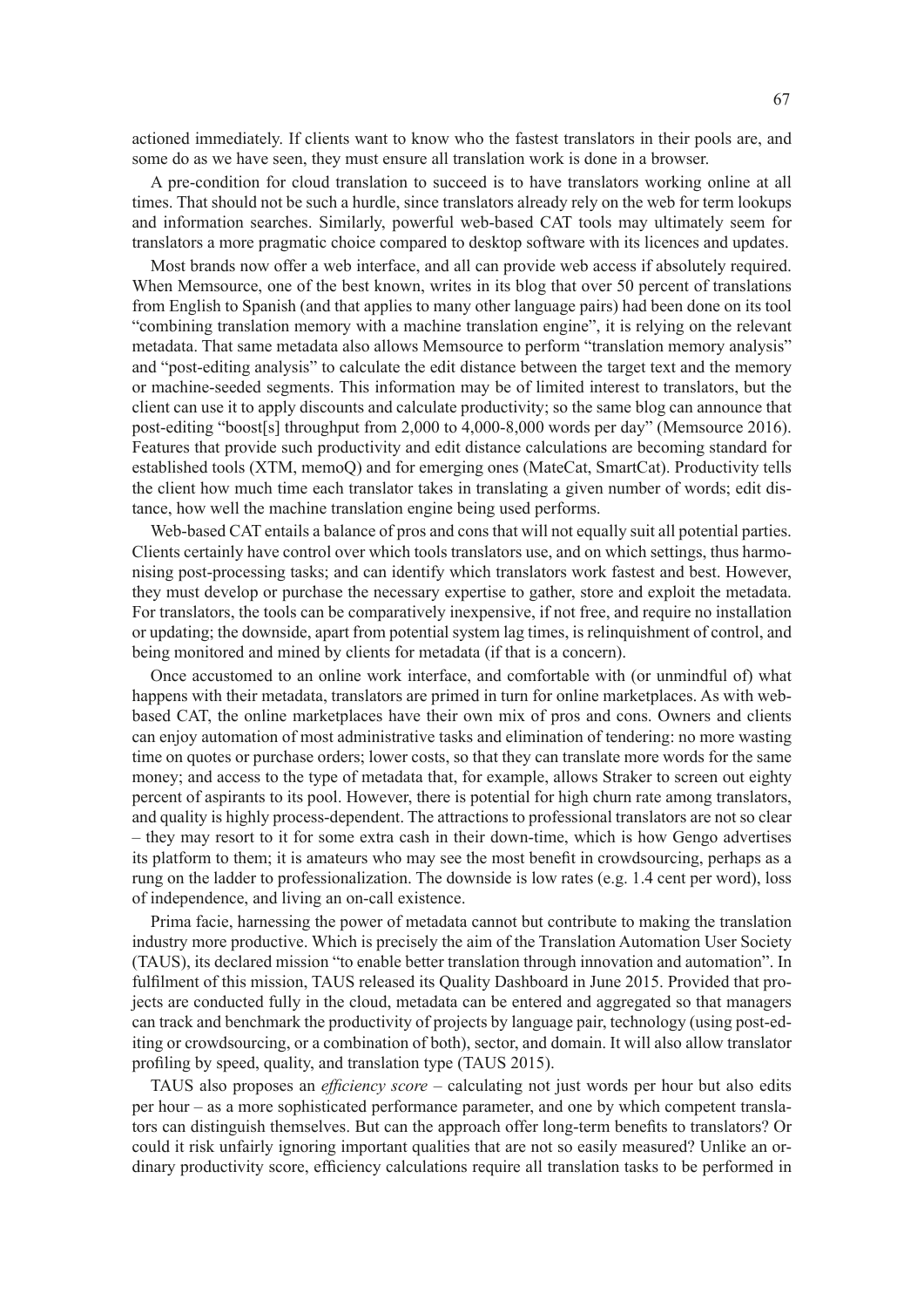actioned immediately. If clients want to know who the fastest translators in their pools are, and some do as we have seen, they must ensure all translation work is done in a browser.

A pre-condition for cloud translation to succeed is to have translators working online at all times. That should not be such a hurdle, since translators already rely on the web for term lookups and information searches. Similarly, powerful web-based CAT tools may ultimately seem for translators a more pragmatic choice compared to desktop software with its licences and updates.

Most brands now offer a web interface, and all can provide web access if absolutely required. When Memsource, one of the best known, writes in its blog that over 50 percent of translations from English to Spanish (and that applies to many other language pairs) had been done on its tool "combining translation memory with a machine translation engine", it is relying on the relevant metadata. That same metadata also allows Memsource to perform "translation memory analysis" and "post-editing analysis" to calculate the edit distance between the target text and the memory or machine-seeded segments. This information may be of limited interest to translators, but the client can use it to apply discounts and calculate productivity; so the same blog can announce that post-editing "boost[s] throughput from 2,000 to 4,000-8,000 words per day" (Memsource 2016). Features that provide such productivity and edit distance calculations are becoming standard for established tools (XTM, memoQ) and for emerging ones (MateCat, SmartCat). Productivity tells the client how much time each translator takes in translating a given number of words; edit distance, how well the machine translation engine being used performs.

Web-based CAT entails a balance of pros and cons that will not equally suit all potential parties. Clients certainly have control over which tools translators use, and on which settings, thus harmonising post-processing tasks; and can identify which translators work fastest and best. However, they must develop or purchase the necessary expertise to gather, store and exploit the metadata. For translators, the tools can be comparatively inexpensive, if not free, and require no installation or updating; the downside, apart from potential system lag times, is relinquishment of control, and being monitored and mined by clients for metadata (if that is a concern).

Once accustomed to an online work interface, and comfortable with (or unmindful of) what happens with their metadata, translators are primed in turn for online marketplaces. As with web-based CAT, the online marketplaces have their own mix of pros and cons. Owners and clients can enjoy automation of most administrative tasks and elimination of tendering: no more wasting time on quotes or purchase orders; lower costs, so that they can translate more words for the same money; and access to the type of metadata that, for example, allows Straker to screen out eighty percent of aspirants to its pool. However, there is potential for high churn rate among translators, and quality is highly process-dependent. The attractions to professional translators are not so clear – they may resort to it for some extra cash in their down-time, which is how Gengo advertises its platform to them; it is amateurs who may see the most benefit in crowdsourcing, perhaps as a rung on the ladder to professionalization. The downside is low rates (e.g. 1.4 cent per word), loss of independence, and living an on-call existence.

Prima facie, harnessing the power of metadata cannot but contribute to making the translation industry more productive. Which is precisely the aim of the Translation Automation User Society (TAUS), its declared mission "to enable better translation through innovation and automation". In fulfilment of this mission, TAUS released its Quality Dashboard in June 2015. Provided that projects are conducted fully in the cloud, metadata can be entered and aggregated so that managers can track and benchmark the productivity of projects by language pair, technology (using post-editing or crowdsourcing, or a combination of both), sector, and domain. It will also allow translator profiling by speed, quality, and translation type (TAUS 2015).

TAUS also proposes an *efficiency score* – calculating not just words per hour but also edits per hour – as a more sophisticated performance parameter, and one by which competent translators can distinguish themselves. But can the approach offer long-term benefits to translators? Or could it risk unfairly ignoring important qualities that are not so easily measured? Unlike an ordinary productivity score, efficiency calculations require all translation tasks to be performed in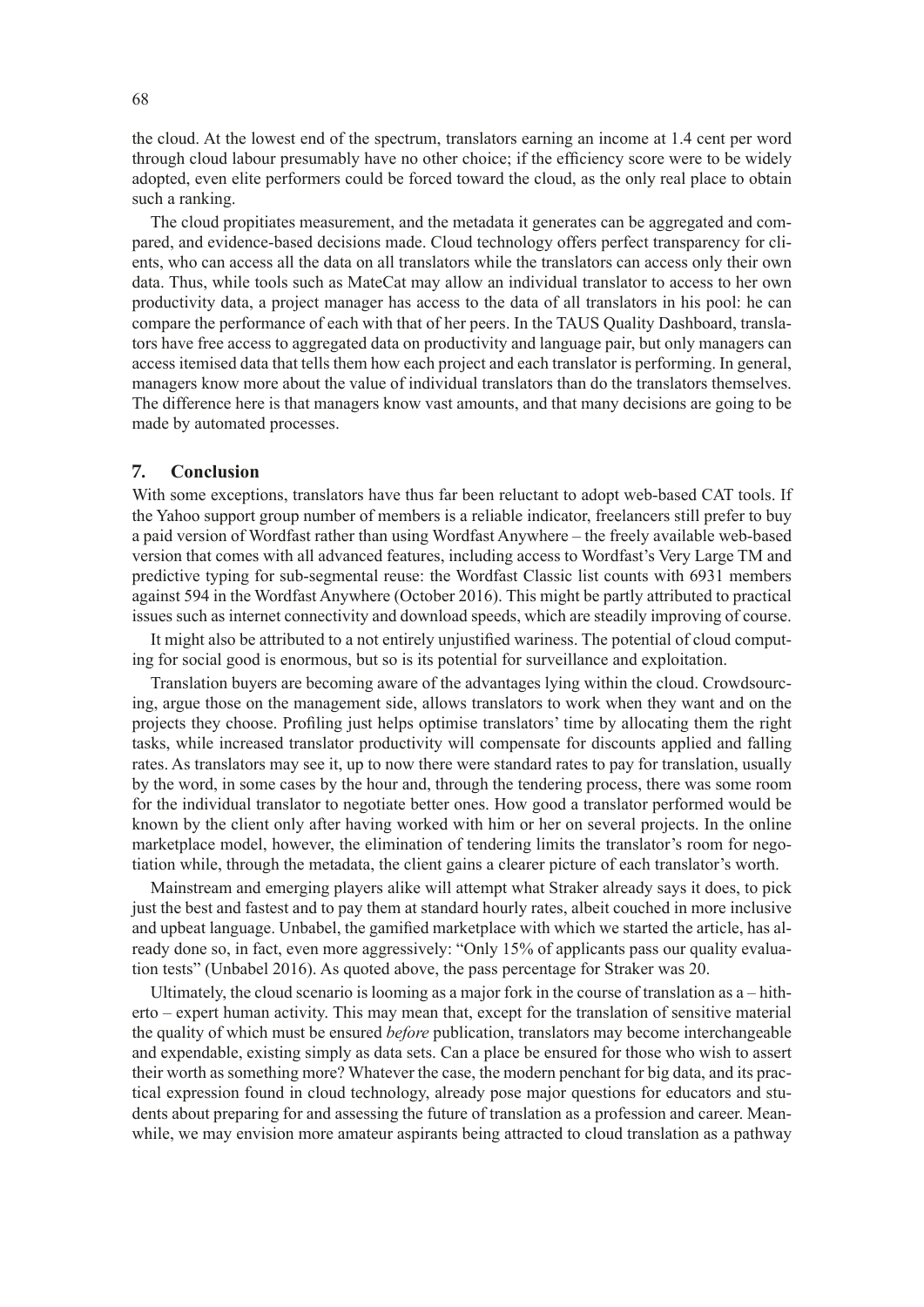the cloud. At the lowest end of the spectrum, translators earning an income at 1.4 cent per word through cloud labour presumably have no other choice; if the efficiency score were to be widely adopted, even elite performers could be forced toward the cloud, as the only real place to obtain such a ranking.

The cloud propitiates measurement, and the metadata it generates can be aggregated and compared, and evidence-based decisions made. Cloud technology offers perfect transparency for clients, who can access all the data on all translators while the translators can access only their own data. Thus, while tools such as MateCat may allow an individual translator to access to her own productivity data, a project manager has access to the data of all translators in his pool: he can compare the performance of each with that of her peers. In the TAUS Quality Dashboard, translators have free access to aggregated data on productivity and language pair, but only managers can access itemised data that tells them how each project and each translator is performing. In general, managers know more about the value of individual translators than do the translators themselves. The difference here is that managers know vast amounts, and that many decisions are going to be made by automated processes.

## 7. Conclusion

With some exceptions, translators have thus far been reluctant to adopt web-based CAT tools. If the Yahoo support group number of members is a reliable indicator, freelancers still prefer to buy a paid version of Wordfast rather than using Wordfast Anywhere – the freely available web-based version that comes with all advanced features, including access to Wordfast's Very Large TM and predictive typing for sub-segmental reuse: the Wordfast Classic list counts with 6931 members against 594 in the Wordfast Anywhere (October 2016). This might be partly attributed to practical issues such as internet connectivity and download speeds, which are steadily improving of course.

It might also be attributed to a not entirely unjustified wariness. The potential of cloud computing for social good is enormous, but so is its potential for surveillance and exploitation.

Translation buyers are becoming aware of the advantages lying within the cloud. Crowdsourcing, argue those on the management side, allows translators to work when they want and on the projects they choose. Profiling just helps optimise translators' time by allocating them the right tasks, while increased translator productivity will compensate for discounts applied and falling rates. As translators may see it, up to now there were standard rates to pay for translation, usually by the word, in some cases by the hour and, through the tendering process, there was some room for the individual translator to negotiate better ones. How good a translator performed would be known by the client only after having worked with him or her on several projects. In the online marketplace model, however, the elimination of tendering limits the translator's room for negotiation while, through the metadata, the client gains a clearer picture of each translator's worth.

Mainstream and emerging players alike will attempt what Straker already says it does, to pick just the best and fastest and to pay them at standard hourly rates, albeit couched in more inclusive and upbeat language. Unbabel, the gamified marketplace with which we started the article, has already done so, in fact, even more aggressively: "Only 15% of applicants pass our quality evaluation tests" (Unbabel 2016). As quoted above, the pass percentage for Straker was 20.

Ultimately, the cloud scenario is looming as a major fork in the course of translation as a – hitherto – expert human activity. This may mean that, except for the translation of sensitive material the quality of which must be ensured *before* publication, translators may become interchangeable and expendable, existing simply as data sets. Can a place be ensured for those who wish to assert their worth as something more? Whatever the case, the modern penchant for big data, and its practical expression found in cloud technology, already pose major questions for educators and students about preparing for and assessing the future of translation as a profession and career. Meanwhile, we may envision more amateur aspirants being attracted to cloud translation as a pathway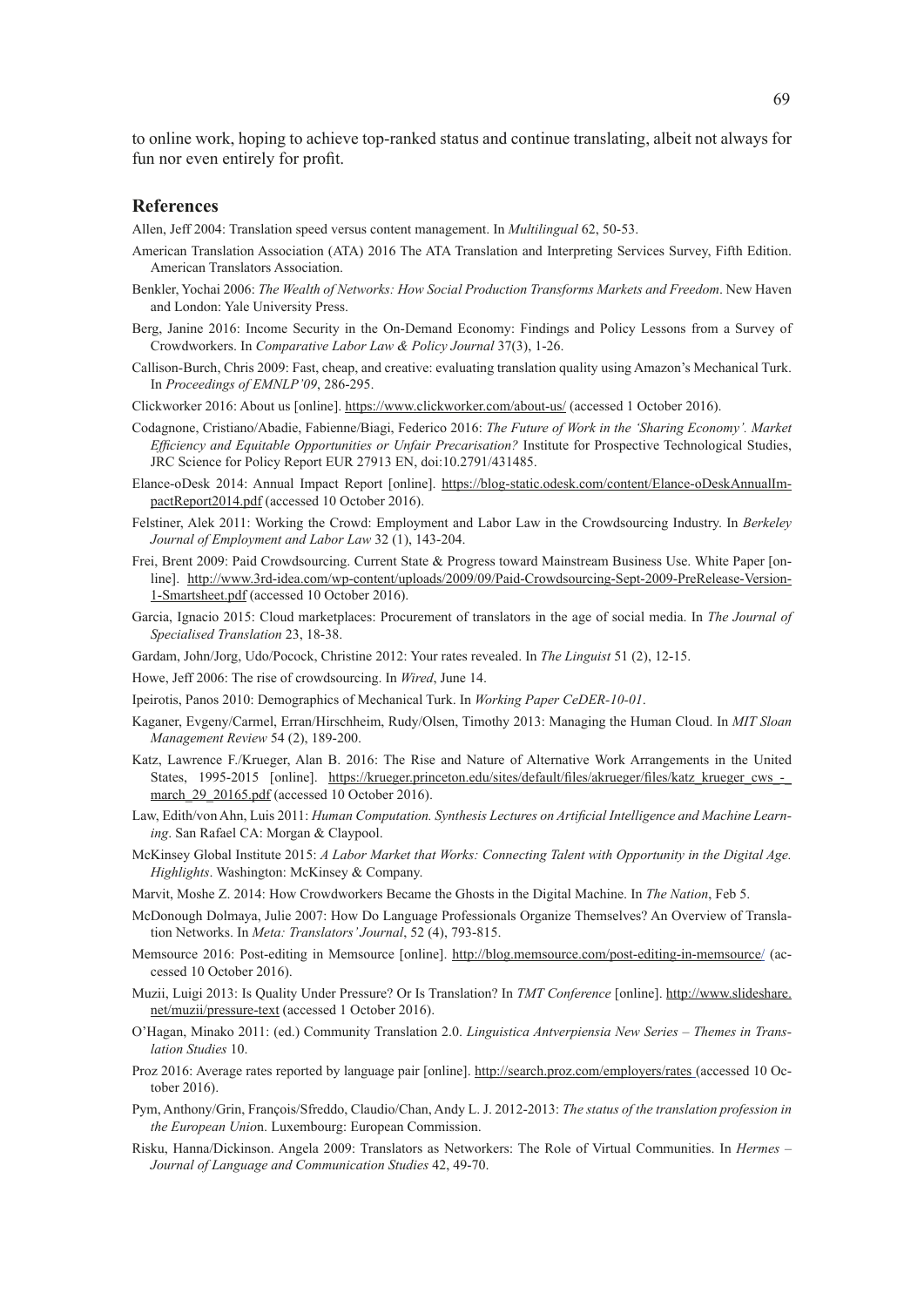to online work, hoping to achieve top-ranked status and continue translating, albeit not always for fun nor even entirely for profit.

## References

Allen, Jeff 2004: Translation speed versus content management. In *Multilingual* 62, 50-53.

American Translation Association (ATA) 2016 The ATA Translation and Interpreting Services Survey, Fifth Edition. American Translators Association.

Benkler, Yochai 2006: *The Wealth of Networks: How Social Production Transforms Markets and Freedom*. New Haven and London: Yale University Press.

Berg, Janine 2016: Income Security in the On-Demand Economy: Findings and Policy Lessons from a Survey of Crowdworkers. In *Comparative Labor Law & Policy Journal* 37(3), 1-26.

Callison-Burch, Chris 2009: Fast, cheap, and creative: evaluating translation quality using Amazon's Mechanical Turk. In *Proceedings of EMNLP'09*, 286-295.

Clickworker 2016: About us [online]. https://www.clickworker.com/about-us/ (accessed 1 October 2016).

Codagnone, Cristiano/Abadie, Fabienne/Biagi, Federico 2016: *The Future of Work in the 'Sharing Economy'. Market Efficiency and Equitable Opportunities or Unfair Precarisation?* Institute for Prospective Technological Studies, JRC Science for Policy Report EUR 27913 EN, doi:10.2791/431485.

Elance-oDesk 2014: Annual Impact Report [online]. https://blog-static.odesk.com/content/Elance-oDeskAnnualImpactReport2014.pdf (accessed 10 October 2016).

Felstiner, Alek 2011: Working the Crowd: Employment and Labor Law in the Crowdsourcing Industry. In *Berkeley Journal of Employment and Labor Law* 32 (1), 143-204.

Frei, Brent 2009: Paid Crowdsourcing. Current State & Progress toward Mainstream Business Use. White Paper [online]. http://www.3rd-idea.com/wp-content/uploads/2009/09/Paid-Crowdsourcing-Sept-2009-PreRelease-Version-1-Smartsheet.pdf (accessed 10 October 2016).

Garcia, Ignacio 2015: Cloud marketplaces: Procurement of translators in the age of social media. In *The Journal of Specialised Translation* 23, 18-38.

Gardam, John/Jorg, Udo/Pocock, Christine 2012: Your rates revealed. In *The Linguist* 51 (2), 12-15.

Howe, Jeff 2006: The rise of crowdsourcing. In *Wired*, June 14.

Ipeirotis, Panos 2010: Demographics of Mechanical Turk. In *Working Paper CeDER-10-01*.

Kaganer, Evgeny/Carmel, Erran/Hirschheim, Rudy/Olsen, Timothy 2013: Managing the Human Cloud. In *MIT Sloan Management Review* 54 (2), 189-200.

Katz, Lawrence F./Krueger, Alan B. 2016: The Rise and Nature of Alternative Work Arrangements in the United States, 1995-2015 [online]. https://krueger.princeton.edu/sites/default/files/akrueger/files/katz_krueger_cws_-_march_29_20165.pdf (accessed 10 October 2016).

Law, Edith/von Ahn, Luis 2011: *Human Computation. Synthesis Lectures on Artificial Intelligence and Machine Learning*. San Rafael CA: Morgan & Claypool.

McKinsey Global Institute 2015: *A Labor Market that Works: Connecting Talent with Opportunity in the Digital Age. Highlights*. Washington: McKinsey & Company.

Marvit, Moshe Z. 2014: How Crowdworkers Became the Ghosts in the Digital Machine. In *The Nation*, Feb 5.

McDonough Dolmaya, Julie 2007: How Do Language Professionals Organize Themselves? An Overview of Translation Networks. In *Meta: Translators' Journal*, 52 (4), 793-815.

Memsource 2016: Post-editing in Memsource [online]. http://blog.memsource.com/post-editing-in-memsource/ (accessed 10 October 2016).

Muzii, Luigi 2013: Is Quality Under Pressure? Or Is Translation? In *TMT Conference* [online]. http://www.slideshare.net/muzii/pressure-text (accessed 1 October 2016).

O'Hagan, Minako 2011: (ed.) Community Translation 2.0. *Linguistica Antverpiensia New Series – Themes in Translation Studies* 10.

Proz 2016: Average rates reported by language pair [online]. http://search.proz.com/employers/rates (accessed 10 October 2016).

Pym, Anthony/Grin, François/Sfreddo, Claudio/Chan, Andy L. J. 2012-2013: *The status of the translation profession in the European Union*. Luxembourg: European Commission.

Risku, Hanna/Dickinson. Angela 2009: Translators as Networkers: The Role of Virtual Communities. In *Hermes – Journal of Language and Communication Studies* 42, 49-70.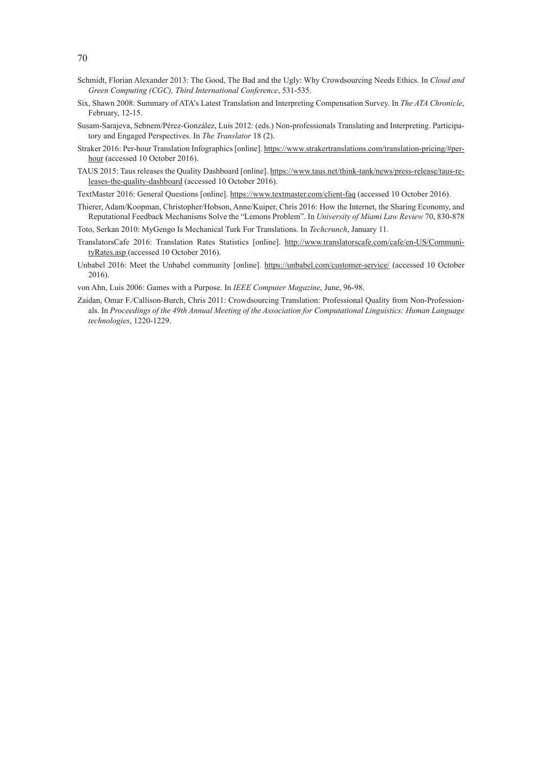Schmidt, Florian Alexander 2013: The Good, The Bad and the Ugly: Why Crowdsourcing Needs Ethics. In *Cloud and Green Computing (CGC), Third International Conference*, 531-535.

Six, Shawn 2008: Summary of ATA's Latest Translation and Interpreting Compensation Survey. In *The ATA Chronicle*, February, 12-15.

Susam-Sarajeva, Sebnem/Pérez-González, Luis 2012: (eds.) Non-professionals Translating and Interpreting. Participatory and Engaged Perspectives. In *The Translator* 18 (2).

Straker 2016: Per-hour Translation Infographics [online]. https://www.strakertranslations.com/translation-pricing/#per-hour (accessed 10 October 2016).

TAUS 2015: Taus releases the Quality Dashboard [online]. https://www.taus.net/think-tank/news/press-release/taus-releases-the-quality-dashboard (accessed 10 October 2016).

TextMaster 2016: General Questions [online]. https://www.textmaster.com/client-faq (accessed 10 October 2016).

Thierer, Adam/Koopman, Christopher/Hobson, Anne/Kuiper, Chris 2016: How the Internet, the Sharing Economy, and Reputational Feedback Mechanisms Solve the "Lemons Problem". In *University of Miami Law Review* 70, 830-878

Toto, Serkan 2010: MyGengo Is Mechanical Turk For Translations. In *Techcrunch*, January 11.

TranslatorsCafe 2016: Translation Rates Statistics [online]. http://www.translatorscafe.com/cafe/en-US/CommunityRates.asp (accessed 10 October 2016).

Unbabel 2016: Meet the Unbabel community [online]. https://unbabel.com/customer-service/ (accessed 10 October 2016).

von Ahn, Luis 2006: Games with a Purpose. In *IEEE Computer Magazine*, June, 96-98.

Zaidan, Omar F./Callison-Burch, Chris 2011: Crowdsourcing Translation: Professional Quality from Non-Professionals. In *Proceedings of the 49th Annual Meeting of the Association for Computational Linguistics: Human Language technologies*, 1220-1229.